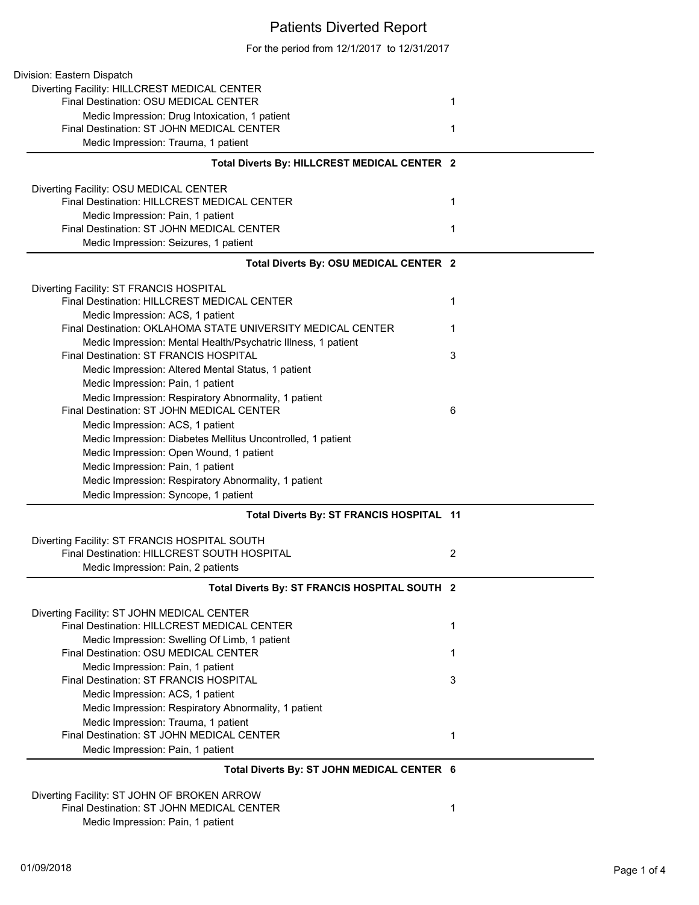# Patients Diverted Report

For the period from 12/1/2017 to 12/31/2017

Division: Eastern Dispatch

Diverting Facility: HILLCREST MEDICAL CENTER

| | |
|---|---|
| Final Destination: OSU MEDICAL CENTER | 1 |
| Medic Impression: Drug Intoxication, 1 patient | |
| Final Destination: ST JOHN MEDICAL CENTER | 1 |
| Medic Impression: Trauma, 1 patient | |
| **Total Diverts By: HILLCREST MEDICAL CENTER** | **2** |

Diverting Facility: OSU MEDICAL CENTER

| | |
|---|---|
| Final Destination: HILLCREST MEDICAL CENTER | 1 |
| Medic Impression: Pain, 1 patient | |
| Final Destination: ST JOHN MEDICAL CENTER | 1 |
| Medic Impression: Seizures, 1 patient | |
| **Total Diverts By: OSU MEDICAL CENTER** | **2** |

Diverting Facility: ST FRANCIS HOSPITAL

| | |
|---|---|
| Final Destination: HILLCREST MEDICAL CENTER | 1 |
| Medic Impression: ACS, 1 patient | |
| Final Destination: OKLAHOMA STATE UNIVERSITY MEDICAL CENTER | 1 |
| Medic Impression: Mental Health/Psychatric Illness, 1 patient | |
| Final Destination: ST FRANCIS HOSPITAL | 3 |
| Medic Impression: Altered Mental Status, 1 patient | |
| Medic Impression: Pain, 1 patient | |
| Medic Impression: Respiratory Abnormality, 1 patient | |
| Final Destination: ST JOHN MEDICAL CENTER | 6 |
| Medic Impression: ACS, 1 patient | |
| Medic Impression: Diabetes Mellitus Uncontrolled, 1 patient | |
| Medic Impression: Open Wound, 1 patient | |
| Medic Impression: Pain, 1 patient | |
| Medic Impression: Respiratory Abnormality, 1 patient | |
| Medic Impression: Syncope, 1 patient | |
| **Total Diverts By: ST FRANCIS HOSPITAL** | **11** |

Diverting Facility: ST FRANCIS HOSPITAL SOUTH

| | |
|---|---|
| Final Destination: HILLCREST SOUTH HOSPITAL | 2 |
| Medic Impression: Pain, 2 patients | |
| **Total Diverts By: ST FRANCIS HOSPITAL SOUTH** | **2** |

Diverting Facility: ST JOHN MEDICAL CENTER

| | |
|---|---|
| Final Destination: HILLCREST MEDICAL CENTER | 1 |
| Medic Impression: Swelling Of Limb, 1 patient | |
| Final Destination: OSU MEDICAL CENTER | 1 |
| Medic Impression: Pain, 1 patient | |
| Final Destination: ST FRANCIS HOSPITAL | 3 |
| Medic Impression: ACS, 1 patient | |
| Medic Impression: Respiratory Abnormality, 1 patient | |
| Medic Impression: Trauma, 1 patient | |
| Final Destination: ST JOHN MEDICAL CENTER | 1 |
| Medic Impression: Pain, 1 patient | |
| **Total Diverts By: ST JOHN MEDICAL CENTER** | **6** |

Diverting Facility: ST JOHN OF BROKEN ARROW

| | |
|---|---|
| Final Destination: ST JOHN MEDICAL CENTER | 1 |
| Medic Impression: Pain, 1 patient | |

01/09/2018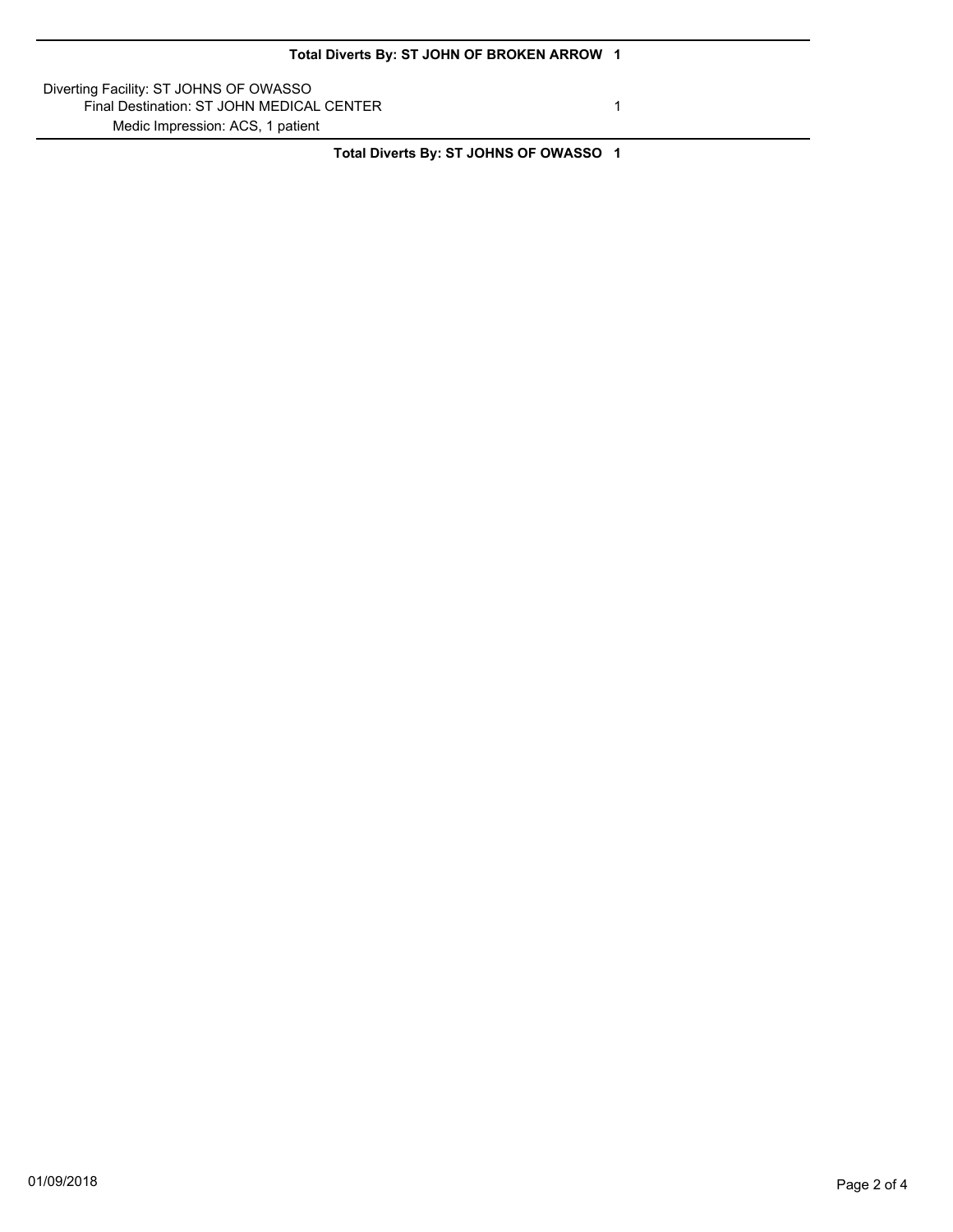**Total Diverts By: ST JOHN OF BROKEN ARROW 1**

Diverting Facility: ST JOHNS OF OWASSO

Final Destination: ST JOHN MEDICAL CENTER 1

Medic Impression: ACS, 1 patient

**Total Diverts By: ST JOHNS OF OWASSO 1**

01/09/2018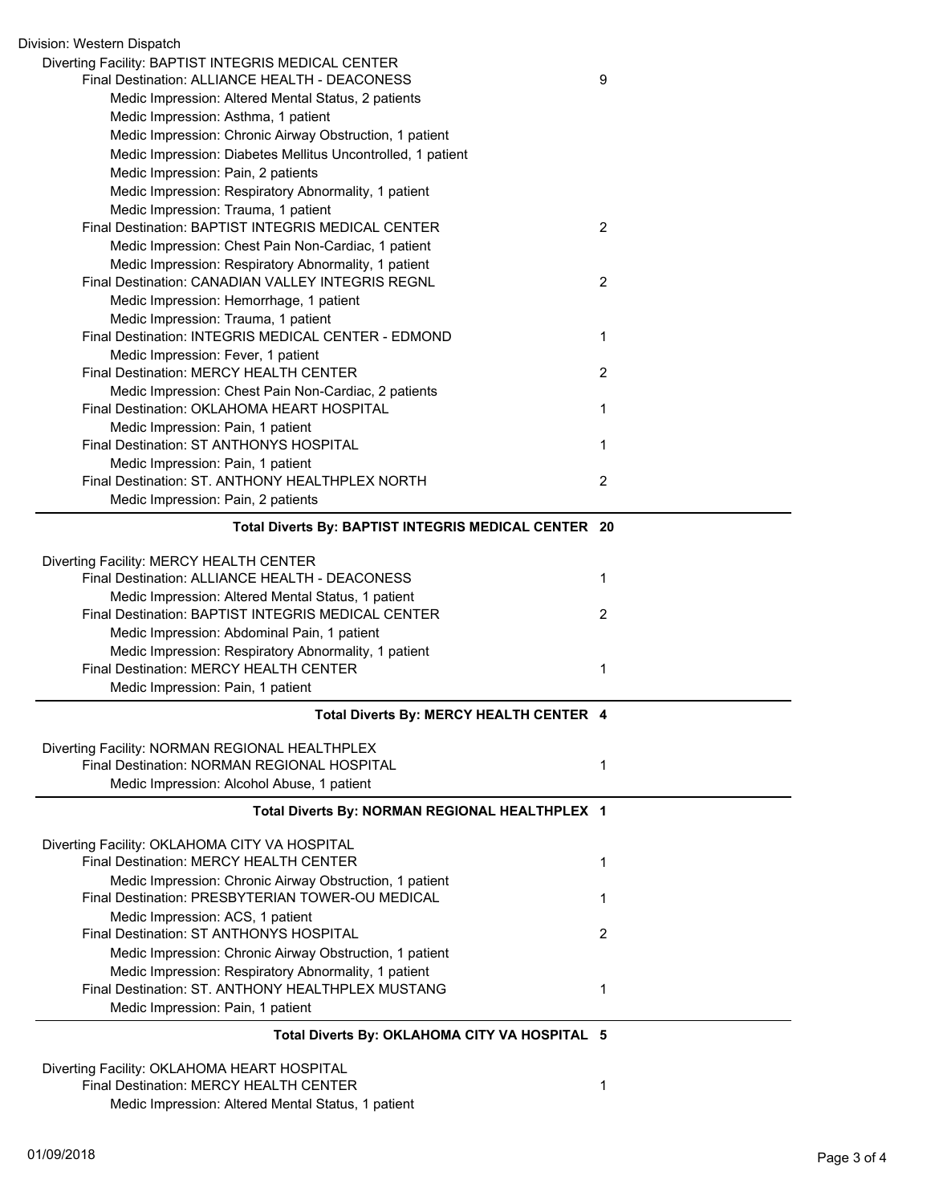Division: Western Dispatch

Diverting Facility: BAPTIST INTEGRIS MEDICAL CENTER

| | |
|---|---|
| Final Destination: ALLIANCE HEALTH - DEACONESS | 9 |
| Medic Impression: Altered Mental Status, 2 patients | |
| Medic Impression: Asthma, 1 patient | |
| Medic Impression: Chronic Airway Obstruction, 1 patient | |
| Medic Impression: Diabetes Mellitus Uncontrolled, 1 patient | |
| Medic Impression: Pain, 2 patients | |
| Medic Impression: Respiratory Abnormality, 1 patient | |
| Medic Impression: Trauma, 1 patient | |
| Final Destination: BAPTIST INTEGRIS MEDICAL CENTER | 2 |
| Medic Impression: Chest Pain Non-Cardiac, 1 patient | |
| Medic Impression: Respiratory Abnormality, 1 patient | |
| Final Destination: CANADIAN VALLEY INTEGRIS REGNL | 2 |
| Medic Impression: Hemorrhage, 1 patient | |
| Medic Impression: Trauma, 1 patient | |
| Final Destination: INTEGRIS MEDICAL CENTER - EDMOND | 1 |
| Medic Impression: Fever, 1 patient | |
| Final Destination: MERCY HEALTH CENTER | 2 |
| Medic Impression: Chest Pain Non-Cardiac, 2 patients | |
| Final Destination: OKLAHOMA HEART HOSPITAL | 1 |
| Medic Impression: Pain, 1 patient | |
| Final Destination: ST ANTHONYS HOSPITAL | 1 |
| Medic Impression: Pain, 1 patient | |
| Final Destination: ST. ANTHONY HEALTHPLEX NORTH | 2 |
| Medic Impression: Pain, 2 patients | |

**Total Diverts By: BAPTIST INTEGRIS MEDICAL CENTER 20**

Diverting Facility: MERCY HEALTH CENTER

| | |
|---|---|
| Final Destination: ALLIANCE HEALTH - DEACONESS | 1 |
| Medic Impression: Altered Mental Status, 1 patient | |
| Final Destination: BAPTIST INTEGRIS MEDICAL CENTER | 2 |
| Medic Impression: Abdominal Pain, 1 patient | |
| Medic Impression: Respiratory Abnormality, 1 patient | |
| Final Destination: MERCY HEALTH CENTER | 1 |
| Medic Impression: Pain, 1 patient | |

**Total Diverts By: MERCY HEALTH CENTER 4**

Diverting Facility: NORMAN REGIONAL HEALTHPLEX

| | |
|---|---|
| Final Destination: NORMAN REGIONAL HOSPITAL | 1 |
| Medic Impression: Alcohol Abuse, 1 patient | |

**Total Diverts By: NORMAN REGIONAL HEALTHPLEX 1**

Diverting Facility: OKLAHOMA CITY VA HOSPITAL

| | |
|---|---|
| Final Destination: MERCY HEALTH CENTER | 1 |
| Medic Impression: Chronic Airway Obstruction, 1 patient | |
| Final Destination: PRESBYTERIAN TOWER-OU MEDICAL | 1 |
| Medic Impression: ACS, 1 patient | |
| Final Destination: ST ANTHONYS HOSPITAL | 2 |
| Medic Impression: Chronic Airway Obstruction, 1 patient | |
| Medic Impression: Respiratory Abnormality, 1 patient | |
| Final Destination: ST. ANTHONY HEALTHPLEX MUSTANG | 1 |
| Medic Impression: Pain, 1 patient | |

**Total Diverts By: OKLAHOMA CITY VA HOSPITAL 5**

Diverting Facility: OKLAHOMA HEART HOSPITAL

| | |
|---|---|
| Final Destination: MERCY HEALTH CENTER | 1 |
| Medic Impression: Altered Mental Status, 1 patient | |

01/09/2018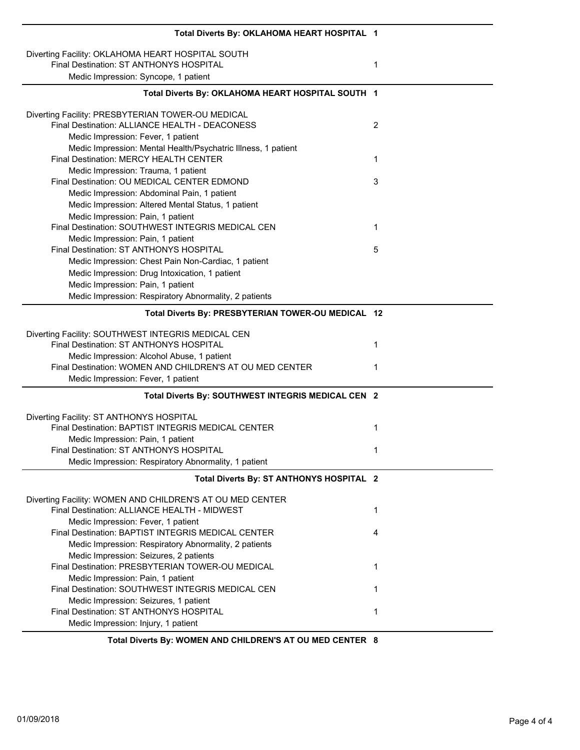**Total Diverts By: OKLAHOMA HEART HOSPITAL 1**

Diverting Facility: OKLAHOMA HEART HOSPITAL SOUTH

| | |
|---|---|
| Final Destination: ST ANTHONYS HOSPITAL | 1 |
| Medic Impression: Syncope, 1 patient | |

**Total Diverts By: OKLAHOMA HEART HOSPITAL SOUTH 1**

Diverting Facility: PRESBYTERIAN TOWER-OU MEDICAL

| | |
|---|---|
| Final Destination: ALLIANCE HEALTH - DEACONESS | 2 |
| Medic Impression: Fever, 1 patient | |
| Medic Impression: Mental Health/Psychatric Illness, 1 patient | |
| Final Destination: MERCY HEALTH CENTER | 1 |
| Medic Impression: Trauma, 1 patient | |
| Final Destination: OU MEDICAL CENTER EDMOND | 3 |
| Medic Impression: Abdominal Pain, 1 patient | |
| Medic Impression: Altered Mental Status, 1 patient | |
| Medic Impression: Pain, 1 patient | |
| Final Destination: SOUTHWEST INTEGRIS MEDICAL CEN | 1 |
| Medic Impression: Pain, 1 patient | |
| Final Destination: ST ANTHONYS HOSPITAL | 5 |
| Medic Impression: Chest Pain Non-Cardiac, 1 patient | |
| Medic Impression: Drug Intoxication, 1 patient | |
| Medic Impression: Pain, 1 patient | |
| Medic Impression: Respiratory Abnormality, 2 patients | |

**Total Diverts By: PRESBYTERIAN TOWER-OU MEDICAL 12**

Diverting Facility: SOUTHWEST INTEGRIS MEDICAL CEN

| | |
|---|---|
| Final Destination: ST ANTHONYS HOSPITAL | 1 |
| Medic Impression: Alcohol Abuse, 1 patient | |
| Final Destination: WOMEN AND CHILDREN'S AT OU MED CENTER | 1 |
| Medic Impression: Fever, 1 patient | |

**Total Diverts By: SOUTHWEST INTEGRIS MEDICAL CEN 2**

Diverting Facility: ST ANTHONYS HOSPITAL

| | |
|---|---|
| Final Destination: BAPTIST INTEGRIS MEDICAL CENTER | 1 |
| Medic Impression: Pain, 1 patient | |
| Final Destination: ST ANTHONYS HOSPITAL | 1 |
| Medic Impression: Respiratory Abnormality, 1 patient | |

**Total Diverts By: ST ANTHONYS HOSPITAL 2**

Diverting Facility: WOMEN AND CHILDREN'S AT OU MED CENTER

| | |
|---|---|
| Final Destination: ALLIANCE HEALTH - MIDWEST | 1 |
| Medic Impression: Fever, 1 patient | |
| Final Destination: BAPTIST INTEGRIS MEDICAL CENTER | 4 |
| Medic Impression: Respiratory Abnormality, 2 patients | |
| Medic Impression: Seizures, 2 patients | |
| Final Destination: PRESBYTERIAN TOWER-OU MEDICAL | 1 |
| Medic Impression: Pain, 1 patient | |
| Final Destination: SOUTHWEST INTEGRIS MEDICAL CEN | 1 |
| Medic Impression: Seizures, 1 patient | |
| Final Destination: ST ANTHONYS HOSPITAL | 1 |
| Medic Impression: Injury, 1 patient | |

**Total Diverts By: WOMEN AND CHILDREN'S AT OU MED CENTER 8**

01/09/2018